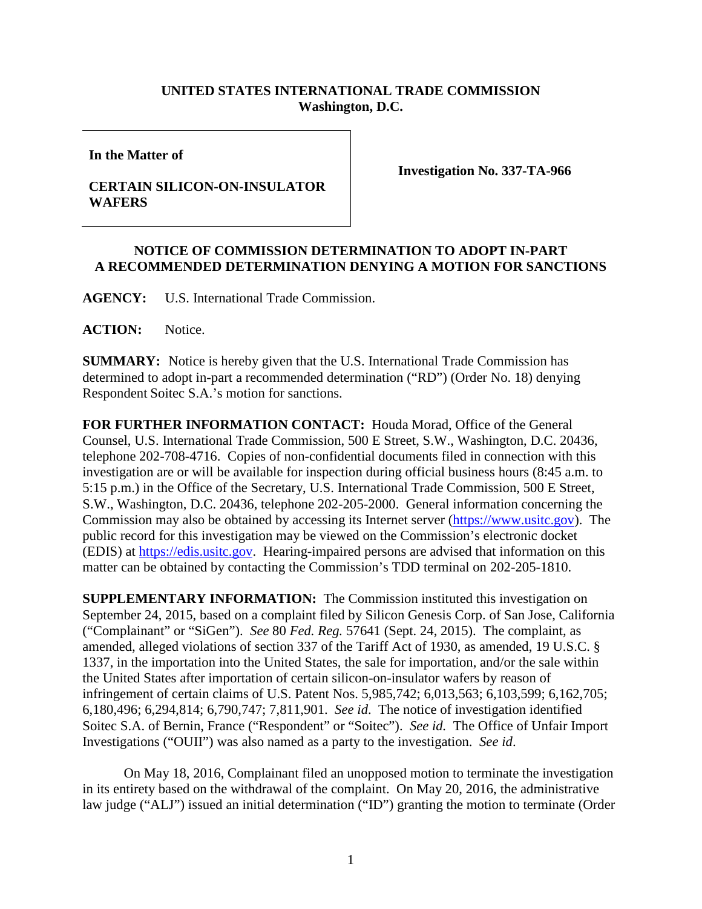**UNITED STATES INTERNATIONAL TRADE COMMISSION**
**Washington, D.C.**

| | |
|---|---|
| **In the Matter of**<br><br>**CERTAIN SILICON-ON-INSULATOR WAFERS** | **Investigation No. 337-TA-966** |

**NOTICE OF COMMISSION DETERMINATION TO ADOPT IN-PART A RECOMMENDED DETERMINATION DENYING A MOTION FOR SANCTIONS**

**AGENCY:** U.S. International Trade Commission.

**ACTION:** Notice.

**SUMMARY:** Notice is hereby given that the U.S. International Trade Commission has determined to adopt in-part a recommended determination ("RD") (Order No. 18) denying Respondent Soitec S.A.'s motion for sanctions.

**FOR FURTHER INFORMATION CONTACT:** Houda Morad, Office of the General Counsel, U.S. International Trade Commission, 500 E Street, S.W., Washington, D.C. 20436, telephone 202-708-4716. Copies of non-confidential documents filed in connection with this investigation are or will be available for inspection during official business hours (8:45 a.m. to 5:15 p.m.) in the Office of the Secretary, U.S. International Trade Commission, 500 E Street, S.W., Washington, D.C. 20436, telephone 202-205-2000. General information concerning the Commission may also be obtained by accessing its Internet server (https://www.usitc.gov). The public record for this investigation may be viewed on the Commission's electronic docket (EDIS) at https://edis.usitc.gov. Hearing-impaired persons are advised that information on this matter can be obtained by contacting the Commission's TDD terminal on 202-205-1810.

**SUPPLEMENTARY INFORMATION:** The Commission instituted this investigation on September 24, 2015, based on a complaint filed by Silicon Genesis Corp. of San Jose, California ("Complainant" or "SiGen"). *See* 80 *Fed. Reg.* 57641 (Sept. 24, 2015). The complaint, as amended, alleged violations of section 337 of the Tariff Act of 1930, as amended, 19 U.S.C. § 1337, in the importation into the United States, the sale for importation, and/or the sale within the United States after importation of certain silicon-on-insulator wafers by reason of infringement of certain claims of U.S. Patent Nos. 5,985,742; 6,013,563; 6,103,599; 6,162,705; 6,180,496; 6,294,814; 6,790,747; 7,811,901. *See id*. The notice of investigation identified Soitec S.A. of Bernin, France ("Respondent" or "Soitec"). *See id.* The Office of Unfair Import Investigations ("OUII") was also named as a party to the investigation. *See id*.

On May 18, 2016, Complainant filed an unopposed motion to terminate the investigation in its entirety based on the withdrawal of the complaint. On May 20, 2016, the administrative law judge ("ALJ") issued an initial determination ("ID") granting the motion to terminate (Order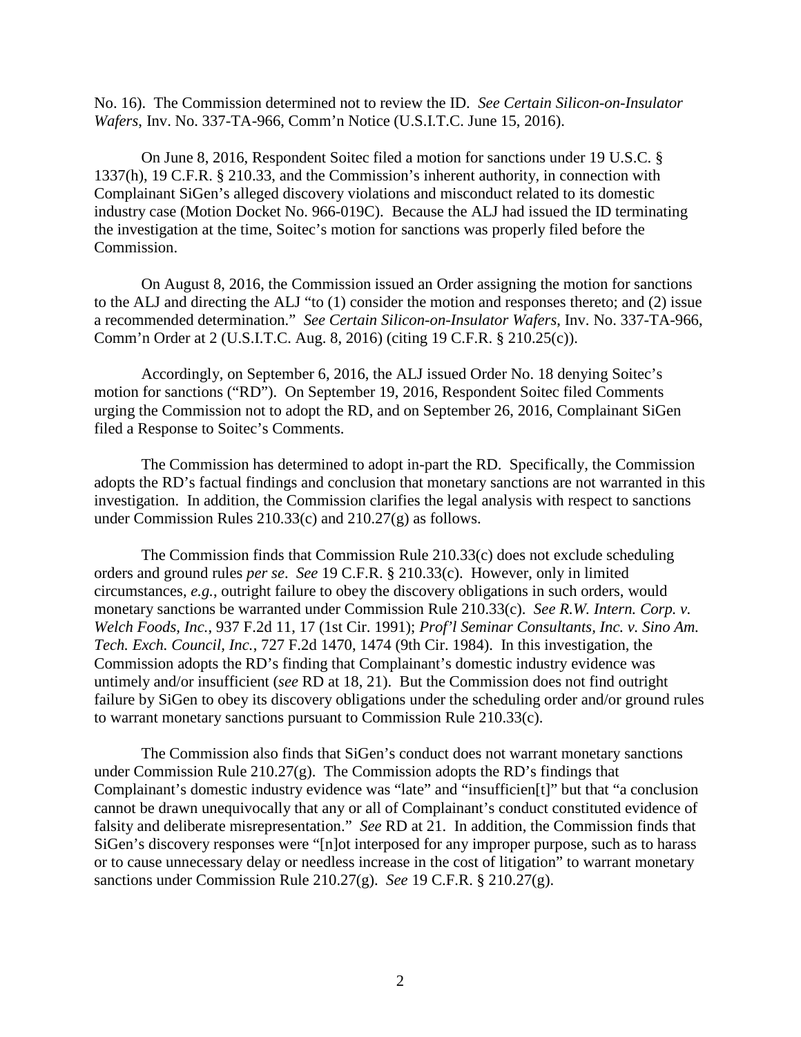No. 16). The Commission determined not to review the ID. *See Certain Silicon-on-Insulator Wafers*, Inv. No. 337-TA-966, Comm'n Notice (U.S.I.T.C. June 15, 2016).

On June 8, 2016, Respondent Soitec filed a motion for sanctions under 19 U.S.C. § 1337(h), 19 C.F.R. § 210.33, and the Commission's inherent authority, in connection with Complainant SiGen's alleged discovery violations and misconduct related to its domestic industry case (Motion Docket No. 966-019C). Because the ALJ had issued the ID terminating the investigation at the time, Soitec's motion for sanctions was properly filed before the Commission.

On August 8, 2016, the Commission issued an Order assigning the motion for sanctions to the ALJ and directing the ALJ "to (1) consider the motion and responses thereto; and (2) issue a recommended determination." *See Certain Silicon-on-Insulator Wafers*, Inv. No. 337-TA-966, Comm'n Order at 2 (U.S.I.T.C. Aug. 8, 2016) (citing 19 C.F.R. § 210.25(c)).

Accordingly, on September 6, 2016, the ALJ issued Order No. 18 denying Soitec's motion for sanctions ("RD"). On September 19, 2016, Respondent Soitec filed Comments urging the Commission not to adopt the RD, and on September 26, 2016, Complainant SiGen filed a Response to Soitec's Comments.

The Commission has determined to adopt in-part the RD. Specifically, the Commission adopts the RD's factual findings and conclusion that monetary sanctions are not warranted in this investigation. In addition, the Commission clarifies the legal analysis with respect to sanctions under Commission Rules 210.33(c) and 210.27(g) as follows.

The Commission finds that Commission Rule 210.33(c) does not exclude scheduling orders and ground rules *per se*. *See* 19 C.F.R. § 210.33(c). However, only in limited circumstances, *e.g.*, outright failure to obey the discovery obligations in such orders, would monetary sanctions be warranted under Commission Rule 210.33(c). *See R.W. Intern. Corp. v. Welch Foods, Inc.*, 937 F.2d 11, 17 (1st Cir. 1991); *Prof'l Seminar Consultants, Inc. v. Sino Am. Tech. Exch. Council, Inc.*, 727 F.2d 1470, 1474 (9th Cir. 1984). In this investigation, the Commission adopts the RD's finding that Complainant's domestic industry evidence was untimely and/or insufficient (*see* RD at 18, 21). But the Commission does not find outright failure by SiGen to obey its discovery obligations under the scheduling order and/or ground rules to warrant monetary sanctions pursuant to Commission Rule 210.33(c).

The Commission also finds that SiGen's conduct does not warrant monetary sanctions under Commission Rule 210.27(g). The Commission adopts the RD's findings that Complainant's domestic industry evidence was "late" and "insufficien[t]" but that "a conclusion cannot be drawn unequivocally that any or all of Complainant's conduct constituted evidence of falsity and deliberate misrepresentation." *See* RD at 21. In addition, the Commission finds that SiGen's discovery responses were "[n]ot interposed for any improper purpose, such as to harass or to cause unnecessary delay or needless increase in the cost of litigation" to warrant monetary sanctions under Commission Rule 210.27(g). *See* 19 C.F.R. § 210.27(g).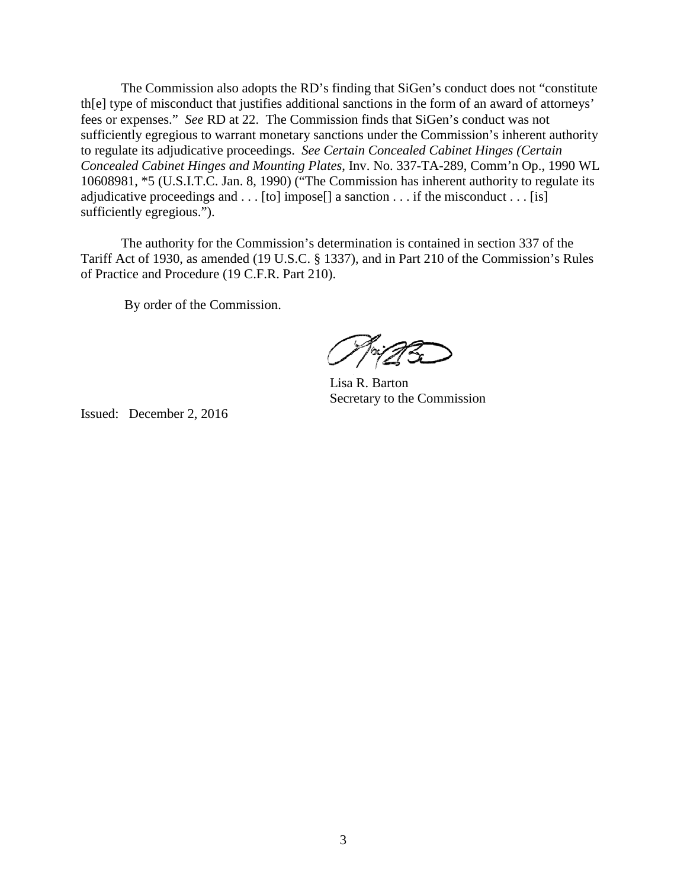The Commission also adopts the RD's finding that SiGen's conduct does not "constitute th[e] type of misconduct that justifies additional sanctions in the form of an award of attorneys' fees or expenses." *See* RD at 22. The Commission finds that SiGen's conduct was not sufficiently egregious to warrant monetary sanctions under the Commission's inherent authority to regulate its adjudicative proceedings. *See Certain Concealed Cabinet Hinges (Certain Concealed Cabinet Hinges and Mounting Plates*, Inv. No. 337-TA-289, Comm'n Op., 1990 WL 10608981, *5 (U.S.I.T.C. Jan. 8, 1990) ("The Commission has inherent authority to regulate its adjudicative proceedings and . . . [to] impose[] a sanction . . . if the misconduct . . . [is] sufficiently egregious.").

The authority for the Commission's determination is contained in section 337 of the Tariff Act of 1930, as amended (19 U.S.C. § 1337), and in Part 210 of the Commission's Rules of Practice and Procedure (19 C.F.R. Part 210).

By order of the Commission.

Lisa R. Barton
Secretary to the Commission

Issued: December 2, 2016